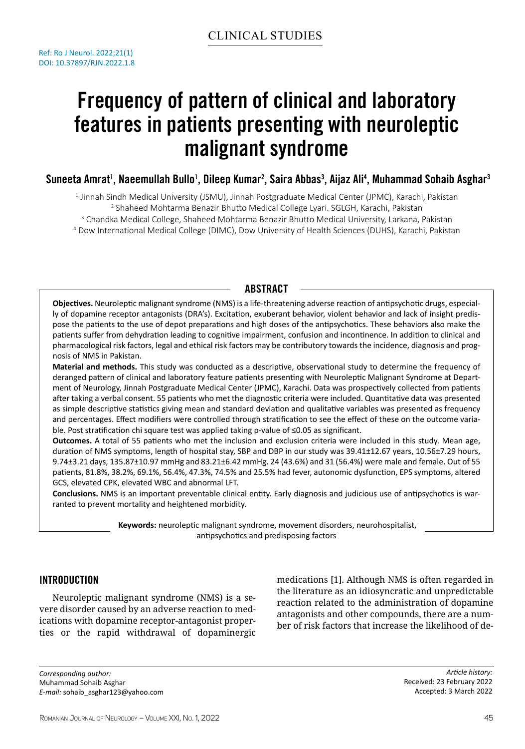CLINICAL STUDIES

Ref: Ro J Neurol. 2022;21(1)
DOI: 10.37897/RJN.2022.1.8

# Frequency of pattern of clinical and laboratory features in patients presenting with neuroleptic malignant syndrome

**Suneeta Amrat[1], Naeemullah Bullo[1], Dileep Kumar[2], Saira Abbas[3], Aijaz Ali[4], Muhammad Sohaib Asghar[3]**

[1] Jinnah Sindh Medical University (JSMU), Jinnah Postgraduate Medical Center (JPMC), Karachi, Pakistan
[2] Shaheed Mohtarma Benazir Bhutto Medical College Lyari. SGLGH, Karachi, Pakistan
[3] Chandka Medical College, Shaheed Mohtarma Benazir Bhutto Medical University, Larkana, Pakistan
[4] Dow International Medical College (DIMC), Dow University of Health Sciences (DUHS), Karachi, Pakistan

## ABSTRACT

**Objectives.** Neuroleptic malignant syndrome (NMS) is a life-threatening adverse reaction of antipsychotic drugs, especially of dopamine receptor antagonists (DRA's). Excitation, exuberant behavior, violent behavior and lack of insight predispose the patients to the use of depot preparations and high doses of the antipsychotics. These behaviors also make the patients suffer from dehydration leading to cognitive impairment, confusion and incontinence. In addition to clinical and pharmacological risk factors, legal and ethical risk factors may be contributory towards the incidence, diagnosis and prognosis of NMS in Pakistan.

**Material and methods.** This study was conducted as a descriptive, observational study to determine the frequency of deranged pattern of clinical and laboratory feature patients presenting with Neuroleptic Malignant Syndrome at Department of Neurology, Jinnah Postgraduate Medical Center (JPMC), Karachi. Data was prospectively collected from patients after taking a verbal consent. 55 patients who met the diagnostic criteria were included. Quantitative data was presented as simple descriptive statistics giving mean and standard deviation and qualitative variables was presented as frequency and percentages. Effect modifiers were controlled through stratification to see the effect of these on the outcome variable. Post stratification chi square test was applied taking p-value of ≤0.05 as significant.

**Outcomes.** A total of 55 patients who met the inclusion and exclusion criteria were included in this study. Mean age, duration of NMS symptoms, length of hospital stay, SBP and DBP in our study was 39.41±12.67 years, 10.56±7.29 hours, 9.74±3.21 days, 135.87±10.97 mmHg and 83.21±6.42 mmHg. 24 (43.6%) and 31 (56.4%) were male and female. Out of 55 patients, 81.8%, 38.2%, 69.1%, 56.4%, 47.3%, 74.5% and 25.5% had fever, autonomic dysfunction, EPS symptoms, altered GCS, elevated CPK, elevated WBC and abnormal LFT.

**Conclusions.** NMS is an important preventable clinical entity. Early diagnosis and judicious use of antipsychotics is warranted to prevent mortality and heightened morbidity.

**Keywords:** neuroleptic malignant syndrome, movement disorders, neurohospitalist, antipsychotics and predisposing factors

## INTRODUCTION

Neuroleptic malignant syndrome (NMS) is a severe disorder caused by an adverse reaction to medications with dopamine receptor-antagonist properties or the rapid withdrawal of dopaminergic medications [1]. Although NMS is often regarded in the literature as an idiosyncratic and unpredictable reaction related to the administration of dopamine antagonists and other compounds, there are a number of risk factors that increase the likelihood of de-

*Corresponding author:*
Muhammad Sohaib Asghar
*E-mail:* sohaib_asghar123@yahoo.com

*Article history:*
Received: 23 February 2022
Accepted: 3 March 2022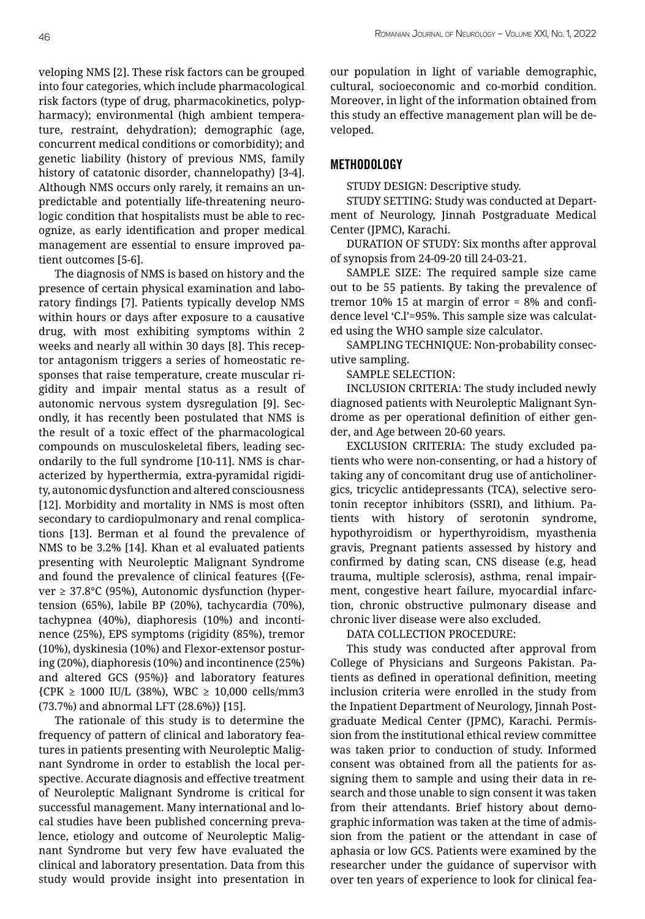veloping NMS [2]. These risk factors can be grouped into four categories, which include pharmacological risk factors (type of drug, pharmacokinetics, polypharmacy); environmental (high ambient temperature, restraint, dehydration); demographic (age, concurrent medical conditions or comorbidity); and genetic liability (history of previous NMS, family history of catatonic disorder, channelopathy) [3-4]. Although NMS occurs only rarely, it remains an unpredictable and potentially life-threatening neurologic condition that hospitalists must be able to recognize, as early identification and proper medical management are essential to ensure improved patient outcomes [5-6].

The diagnosis of NMS is based on history and the presence of certain physical examination and laboratory findings [7]. Patients typically develop NMS within hours or days after exposure to a causative drug, with most exhibiting symptoms within 2 weeks and nearly all within 30 days [8]. This receptor antagonism triggers a series of homeostatic responses that raise temperature, create muscular rigidity and impair mental status as a result of autonomic nervous system dysregulation [9]. Secondly, it has recently been postulated that NMS is the result of a toxic effect of the pharmacological compounds on musculoskeletal fibers, leading secondarily to the full syndrome [10-11]. NMS is characterized by hyperthermia, extra-pyramidal rigidity, autonomic dysfunction and altered consciousness [12]. Morbidity and mortality in NMS is most often secondary to cardiopulmonary and renal complications [13]. Berman et al found the prevalence of NMS to be 3.2% [14]. Khan et al evaluated patients presenting with Neuroleptic Malignant Syndrome and found the prevalence of clinical features {(Fever ≥ 37.8°C (95%), Autonomic dysfunction (hypertension (65%), labile BP (20%), tachycardia (70%), tachypnea (40%), diaphoresis (10%) and incontinence (25%), EPS symptoms (rigidity (85%), tremor (10%), dyskinesia (10%) and Flexor-extensor posturing (20%), diaphoresis (10%) and incontinence (25%) and altered GCS (95%)} and laboratory features {CPK ≥ 1000 IU/L (38%), WBC ≥ 10,000 cells/mm3 (73.7%) and abnormal LFT (28.6%)} [15].

The rationale of this study is to determine the frequency of pattern of clinical and laboratory features in patients presenting with Neuroleptic Malignant Syndrome in order to establish the local perspective. Accurate diagnosis and effective treatment of Neuroleptic Malignant Syndrome is critical for successful management. Many international and local studies have been published concerning prevalence, etiology and outcome of Neuroleptic Malignant Syndrome but very few have evaluated the clinical and laboratory presentation. Data from this study would provide insight into presentation in our population in light of variable demographic, cultural, socioeconomic and co-morbid condition. Moreover, in light of the information obtained from this study an effective management plan will be developed.

## METHODOLOGY

STUDY DESIGN: Descriptive study.

STUDY SETTING: Study was conducted at Department of Neurology, Jinnah Postgraduate Medical Center (JPMC), Karachi.

DURATION OF STUDY: Six months after approval of synopsis from 24-09-20 till 24-03-21.

SAMPLE SIZE: The required sample size came out to be 55 patients. By taking the prevalence of tremor 10% 15 at margin of error = 8% and confidence level 'C.I'=95%. This sample size was calculated using the WHO sample size calculator.

SAMPLING TECHNIQUE: Non-probability consecutive sampling.

SAMPLE SELECTION:

INCLUSION CRITERIA: The study included newly diagnosed patients with Neuroleptic Malignant Syndrome as per operational definition of either gender, and Age between 20-60 years.

EXCLUSION CRITERIA: The study excluded patients who were non-consenting, or had a history of taking any of concomitant drug use of anticholinergics, tricyclic antidepressants (TCA), selective serotonin receptor inhibitors (SSRI), and lithium. Patients with history of serotonin syndrome, hypothyroidism or hyperthyroidism, myasthenia gravis, Pregnant patients assessed by history and confirmed by dating scan, CNS disease (e.g, head trauma, multiple sclerosis), asthma, renal impairment, congestive heart failure, myocardial infarction, chronic obstructive pulmonary disease and chronic liver disease were also excluded.

DATA COLLECTION PROCEDURE:

This study was conducted after approval from College of Physicians and Surgeons Pakistan. Patients as defined in operational definition, meeting inclusion criteria were enrolled in the study from the Inpatient Department of Neurology, Jinnah Postgraduate Medical Center (JPMC), Karachi. Permission from the institutional ethical review committee was taken prior to conduction of study. Informed consent was obtained from all the patients for assigning them to sample and using their data in research and those unable to sign consent it was taken from their attendants. Brief history about demographic information was taken at the time of admission from the patient or the attendant in case of aphasia or low GCS. Patients were examined by the researcher under the guidance of supervisor with over ten years of experience to look for clinical fea-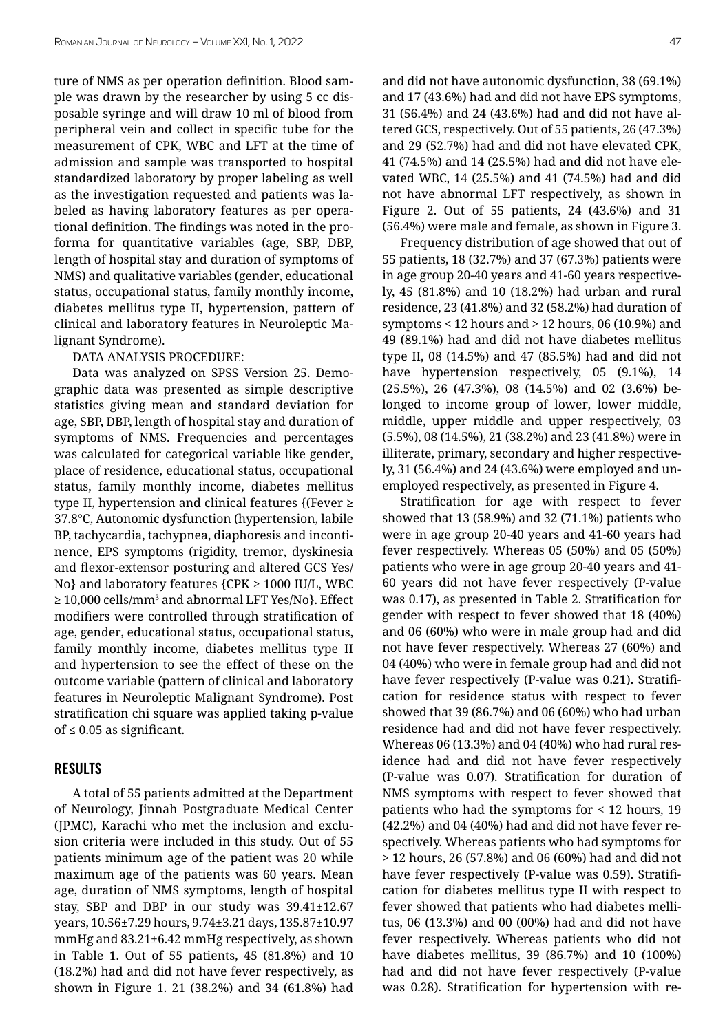ture of NMS as per operation definition. Blood sample was drawn by the researcher by using 5 cc disposable syringe and will draw 10 ml of blood from peripheral vein and collect in specific tube for the measurement of CPK, WBC and LFT at the time of admission and sample was transported to hospital standardized laboratory by proper labeling as well as the investigation requested and patients was labeled as having laboratory features as per operational definition. The findings was noted in the proforma for quantitative variables (age, SBP, DBP, length of hospital stay and duration of symptoms of NMS) and qualitative variables (gender, educational status, occupational status, family monthly income, diabetes mellitus type II, hypertension, pattern of clinical and laboratory features in Neuroleptic Malignant Syndrome).

DATA ANALYSIS PROCEDURE:

Data was analyzed on SPSS Version 25. Demographic data was presented as simple descriptive statistics giving mean and standard deviation for age, SBP, DBP, length of hospital stay and duration of symptoms of NMS. Frequencies and percentages was calculated for categorical variable like gender, place of residence, educational status, occupational status, family monthly income, diabetes mellitus type II, hypertension and clinical features {(Fever ≥ 37.8°C, Autonomic dysfunction (hypertension, labile BP, tachycardia, tachypnea, diaphoresis and incontinence, EPS symptoms (rigidity, tremor, dyskinesia and flexor-extensor posturing and altered GCS Yes/No} and laboratory features {CPK ≥ 1000 IU/L, WBC ≥ 10,000 cells/mm$^3$ and abnormal LFT Yes/No}. Effect modifiers were controlled through stratification of age, gender, educational status, occupational status, family monthly income, diabetes mellitus type II and hypertension to see the effect of these on the outcome variable (pattern of clinical and laboratory features in Neuroleptic Malignant Syndrome). Post stratification chi square was applied taking p-value of ≤ 0.05 as significant.

## RESULTS

A total of 55 patients admitted at the Department of Neurology, Jinnah Postgraduate Medical Center (JPMC), Karachi who met the inclusion and exclusion criteria were included in this study. Out of 55 patients minimum age of the patient was 20 while maximum age of the patients was 60 years. Mean age, duration of NMS symptoms, length of hospital stay, SBP and DBP in our study was 39.41±12.67 years, 10.56±7.29 hours, 9.74±3.21 days, 135.87±10.97 mmHg and 83.21±6.42 mmHg respectively, as shown in Table 1. Out of 55 patients, 45 (81.8%) and 10 (18.2%) had and did not have fever respectively, as shown in Figure 1. 21 (38.2%) and 34 (61.8%) had and did not have autonomic dysfunction, 38 (69.1%) and 17 (43.6%) had and did not have EPS symptoms, 31 (56.4%) and 24 (43.6%) had and did not have altered GCS, respectively. Out of 55 patients, 26 (47.3%) and 29 (52.7%) had and did not have elevated CPK, 41 (74.5%) and 14 (25.5%) had and did not have elevated WBC, 14 (25.5%) and 41 (74.5%) had and did not have abnormal LFT respectively, as shown in Figure 2. Out of 55 patients, 24 (43.6%) and 31 (56.4%) were male and female, as shown in Figure 3.

Frequency distribution of age showed that out of 55 patients, 18 (32.7%) and 37 (67.3%) patients were in age group 20-40 years and 41-60 years respectively, 45 (81.8%) and 10 (18.2%) had urban and rural residence, 23 (41.8%) and 32 (58.2%) had duration of symptoms < 12 hours and > 12 hours, 06 (10.9%) and 49 (89.1%) had and did not have diabetes mellitus type II, 08 (14.5%) and 47 (85.5%) had and did not have hypertension respectively, 05 (9.1%), 14 (25.5%), 26 (47.3%), 08 (14.5%) and 02 (3.6%) belonged to income group of lower, lower middle, middle, upper middle and upper respectively, 03 (5.5%), 08 (14.5%), 21 (38.2%) and 23 (41.8%) were in illiterate, primary, secondary and higher respectively, 31 (56.4%) and 24 (43.6%) were employed and unemployed respectively, as presented in Figure 4.

Stratification for age with respect to fever showed that 13 (58.9%) and 32 (71.1%) patients who were in age group 20-40 years and 41-60 years had fever respectively. Whereas 05 (50%) and 05 (50%) patients who were in age group 20-40 years and 41-60 years did not have fever respectively (P-value was 0.17), as presented in Table 2. Stratification for gender with respect to fever showed that 18 (40%) and 06 (60%) who were in male group had and did not have fever respectively. Whereas 27 (60%) and 04 (40%) who were in female group had and did not have fever respectively (P-value was 0.21). Stratification for residence status with respect to fever showed that 39 (86.7%) and 06 (60%) who had urban residence had and did not have fever respectively. Whereas 06 (13.3%) and 04 (40%) who had rural residence had and did not have fever respectively (P-value was 0.07). Stratification for duration of NMS symptoms with respect to fever showed that patients who had the symptoms for < 12 hours, 19 (42.2%) and 04 (40%) had and did not have fever respectively. Whereas patients who had symptoms for > 12 hours, 26 (57.8%) and 06 (60%) had and did not have fever respectively (P-value was 0.59). Stratification for diabetes mellitus type II with respect to fever showed that patients who had diabetes mellitus, 06 (13.3%) and 00 (00%) had and did not have fever respectively. Whereas patients who did not have diabetes mellitus, 39 (86.7%) and 10 (100%) had and did not have fever respectively (P-value was 0.28). Stratification for hypertension with re-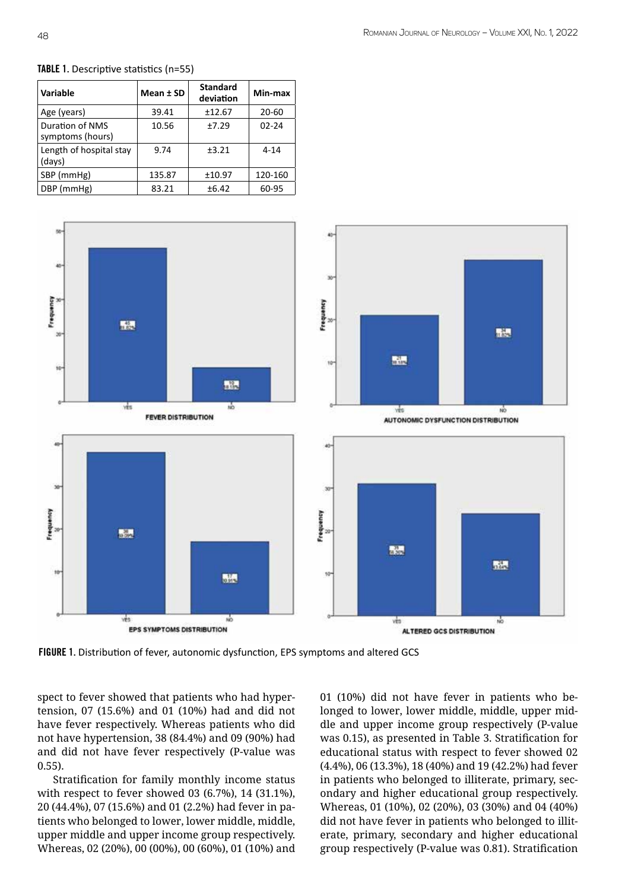**TABLE 1.** Descriptive statistics (n=55)

| Variable | Mean ± SD | Standard deviation | Min-max |
|---|---|---|---|
| Age (years) | 39.41 | ±12.67 | 20-60 |
| Duration of NMS symptoms (hours) | 10.56 | ±7.29 | 02-24 |
| Length of hospital stay (days) | 9.74 | ±3.21 | 4-14 |
| SBP (mmHg) | 135.87 | ±10.97 | 120-160 |
| DBP (mmHg) | 83.21 | ±6.42 | 60-95 |

**FIGURE 1.** Distribution of fever, autonomic dysfunction, EPS symptoms and altered GCS

spect to fever showed that patients who had hypertension, 07 (15.6%) and 01 (10%) had and did not have fever respectively. Whereas patients who did not have hypertension, 38 (84.4%) and 09 (90%) had and did not have fever respectively (P-value was 0.55).

Stratification for family monthly income status with respect to fever showed 03 (6.7%), 14 (31.1%), 20 (44.4%), 07 (15.6%) and 01 (2.2%) had fever in patients who belonged to lower, lower middle, middle, upper middle and upper income group respectively. Whereas, 02 (20%), 00 (00%), 00 (60%), 01 (10%) and 01 (10%) did not have fever in patients who belonged to lower, lower middle, middle, upper middle and upper income group respectively (P-value was 0.15), as presented in Table 3. Stratification for educational status with respect to fever showed 02 (4.4%), 06 (13.3%), 18 (40%) and 19 (42.2%) had fever in patients who belonged to illiterate, primary, secondary and higher educational group respectively. Whereas, 01 (10%), 02 (20%), 03 (30%) and 04 (40%) did not have fever in patients who belonged to illiterate, primary, secondary and higher educational group respectively (P-value was 0.81). Stratification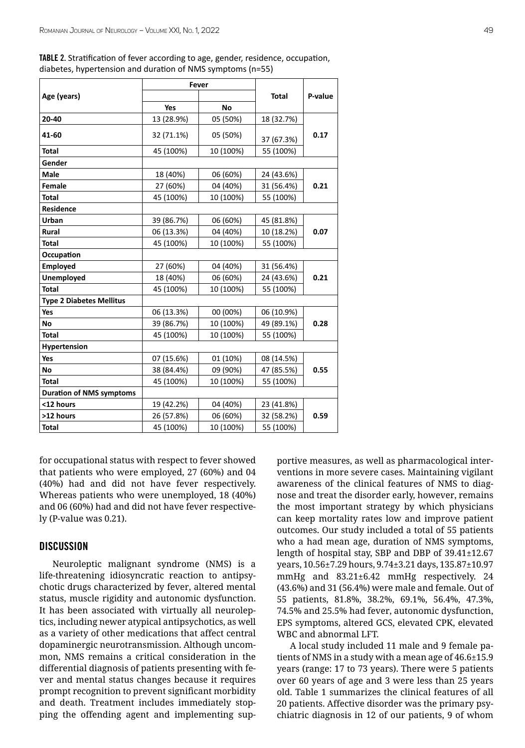**TABLE 2.** Stratification of fever according to age, gender, residence, occupation, diabetes, hypertension and duration of NMS symptoms (n=55)

| Age (years) | Fever | | Total | P-value |
|---|---|---|---|---|
| | Yes | No | | |
| **20-40** | 13 (28.9%) | 05 (50%) | 18 (32.7%) | **0.17** |
| **41-60** | 32 (71.1%) | 05 (50%) | 37 (67.3%) | |
| **Total** | 45 (100%) | 10 (100%) | 55 (100%) | |
| **Gender** | | | | |
| **Male** | 18 (40%) | 06 (60%) | 24 (43.6%) | **0.21** |
| **Female** | 27 (60%) | 04 (40%) | 31 (56.4%) | |
| **Total** | 45 (100%) | 10 (100%) | 55 (100%) | |
| **Residence** | | | | |
| **Urban** | 39 (86.7%) | 06 (60%) | 45 (81.8%) | **0.07** |
| **Rural** | 06 (13.3%) | 04 (40%) | 10 (18.2%) | |
| **Total** | 45 (100%) | 10 (100%) | 55 (100%) | |
| **Occupation** | | | | |
| **Employed** | 27 (60%) | 04 (40%) | 31 (56.4%) | **0.21** |
| **Unemployed** | 18 (40%) | 06 (60%) | 24 (43.6%) | |
| **Total** | 45 (100%) | 10 (100%) | 55 (100%) | |
| **Type 2 Diabetes Mellitus** | | | | |
| **Yes** | 06 (13.3%) | 00 (00%) | 06 (10.9%) | **0.28** |
| **No** | 39 (86.7%) | 10 (100%) | 49 (89.1%) | |
| **Total** | 45 (100%) | 10 (100%) | 55 (100%) | |
| **Hypertension** | | | | |
| **Yes** | 07 (15.6%) | 01 (10%) | 08 (14.5%) | **0.55** |
| **No** | 38 (84.4%) | 09 (90%) | 47 (85.5%) | |
| **Total** | 45 (100%) | 10 (100%) | 55 (100%) | |
| **Duration of NMS symptoms** | | | | |
| **<12 hours** | 19 (42.2%) | 04 (40%) | 23 (41.8%) | **0.59** |
| **>12 hours** | 26 (57.8%) | 06 (60%) | 32 (58.2%) | |
| **Total** | 45 (100%) | 10 (100%) | 55 (100%) | |

for occupational status with respect to fever showed that patients who were employed, 27 (60%) and 04 (40%) had and did not have fever respectively. Whereas patients who were unemployed, 18 (40%) and 06 (60%) had and did not have fever respectively (P-value was 0.21).

## DISCUSSION

Neuroleptic malignant syndrome (NMS) is a life-threatening idiosyncratic reaction to antipsychotic drugs characterized by fever, altered mental status, muscle rigidity and autonomic dysfunction. It has been associated with virtually all neuroleptics, including newer atypical antipsychotics, as well as a variety of other medications that affect central dopaminergic neurotransmission. Although uncommon, NMS remains a critical consideration in the differential diagnosis of patients presenting with fever and mental status changes because it requires prompt recognition to prevent significant morbidity and death. Treatment includes immediately stopping the offending agent and implementing supportive measures, as well as pharmacological interventions in more severe cases. Maintaining vigilant awareness of the clinical features of NMS to diagnose and treat the disorder early, however, remains the most important strategy by which physicians can keep mortality rates low and improve patient outcomes. Our study included a total of 55 patients who a had mean age, duration of NMS symptoms, length of hospital stay, SBP and DBP of 39.41±12.67 years, 10.56±7.29 hours, 9.74±3.21 days, 135.87±10.97 mmHg and 83.21±6.42 mmHg respectively. 24 (43.6%) and 31 (56.4%) were male and female. Out of 55 patients, 81.8%, 38.2%, 69.1%, 56.4%, 47.3%, 74.5% and 25.5% had fever, autonomic dysfunction, EPS symptoms, altered GCS, elevated CPK, elevated WBC and abnormal LFT.

A local study included 11 male and 9 female patients of NMS in a study with a mean age of 46.6±15.9 years (range: 17 to 73 years). There were 5 patients over 60 years of age and 3 were less than 25 years old. Table 1 summarizes the clinical features of all 20 patients. Affective disorder was the primary psychiatric diagnosis in 12 of our patients, 9 of whom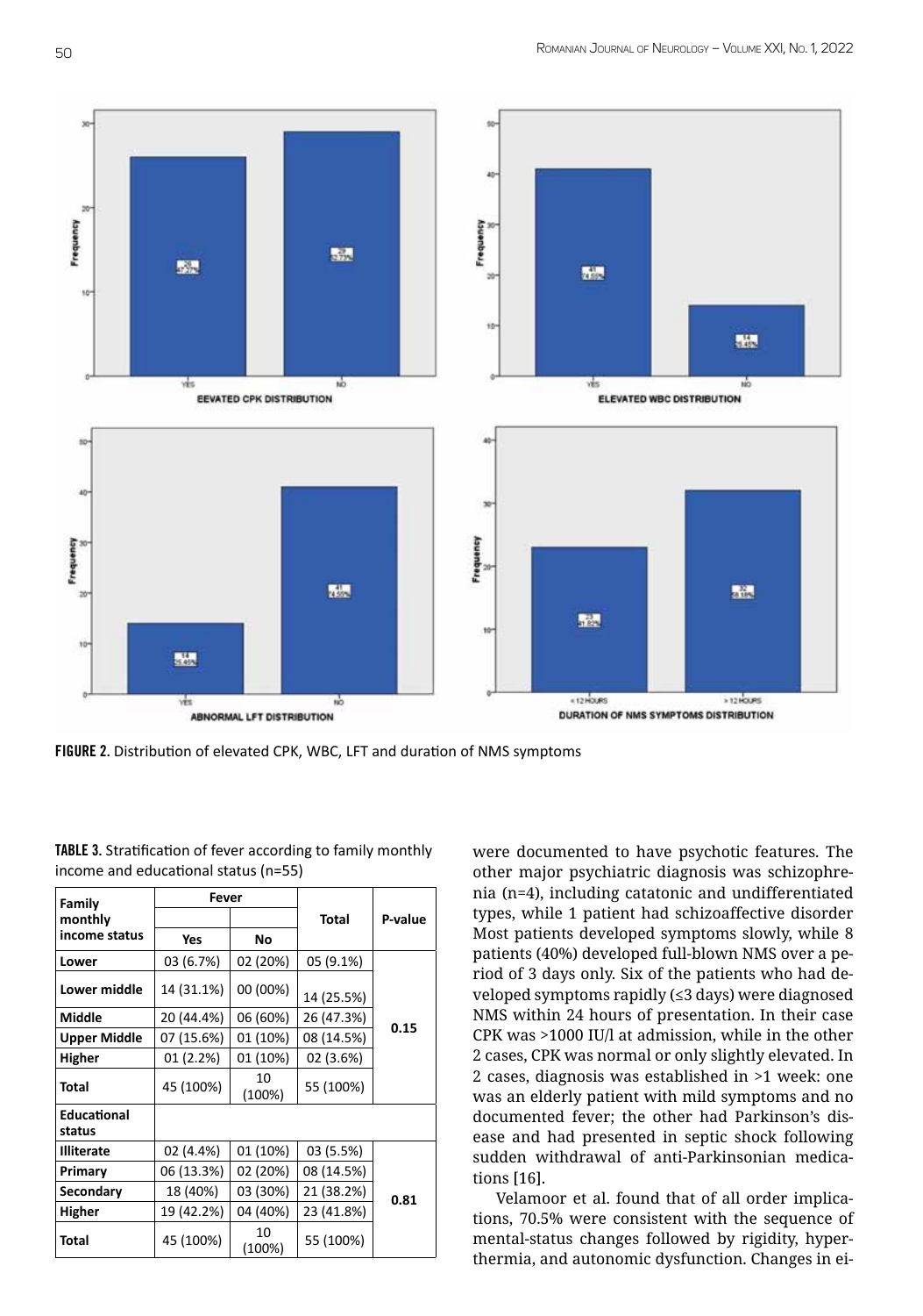FIGURE 2. Distribution of elevated CPK, WBC, LFT and duration of NMS symptoms

TABLE 3. Stratification of fever according to family monthly income and educational status (n=55)

| Family monthly income status | Fever | | Total | P-value |
|---|---|---|---|---|
| | Yes | No | | |
| Lower | 03 (6.7%) | 02 (20%) | 05 (9.1%) | 0.15 |
| Lower middle | 14 (31.1%) | 00 (00%) | 14 (25.5%) | |
| Middle | 20 (44.4%) | 06 (60%) | 26 (47.3%) | |
| Upper Middle | 07 (15.6%) | 01 (10%) | 08 (14.5%) | |
| Higher | 01 (2.2%) | 01 (10%) | 02 (3.6%) | |
| Total | 45 (100%) | 10 (100%) | 55 (100%) | |
| **Educational status** | | | | |
| Illiterate | 02 (4.4%) | 01 (10%) | 03 (5.5%) | 0.81 |
| Primary | 06 (13.3%) | 02 (20%) | 08 (14.5%) | |
| Secondary | 18 (40%) | 03 (30%) | 21 (38.2%) | |
| Higher | 19 (42.2%) | 04 (40%) | 23 (41.8%) | |
| Total | 45 (100%) | 10 (100%) | 55 (100%) | |

were documented to have psychotic features. The other major psychiatric diagnosis was schizophrenia (n=4), including catatonic and undifferentiated types, while 1 patient had schizoaffective disorder Most patients developed symptoms slowly, while 8 patients (40%) developed full-blown NMS over a period of 3 days only. Six of the patients who had developed symptoms rapidly (≤3 days) were diagnosed NMS within 24 hours of presentation. In their case CPK was >1000 IU/l at admission, while in the other 2 cases, CPK was normal or only slightly elevated. In 2 cases, diagnosis was established in >1 week: one was an elderly patient with mild symptoms and no documented fever; the other had Parkinson's disease and had presented in septic shock following sudden withdrawal of anti-Parkinsonian medications [16].

Velamoor et al. found that of all order implications, 70.5% were consistent with the sequence of mental-status changes followed by rigidity, hyperthermia, and autonomic dysfunction. Changes in ei-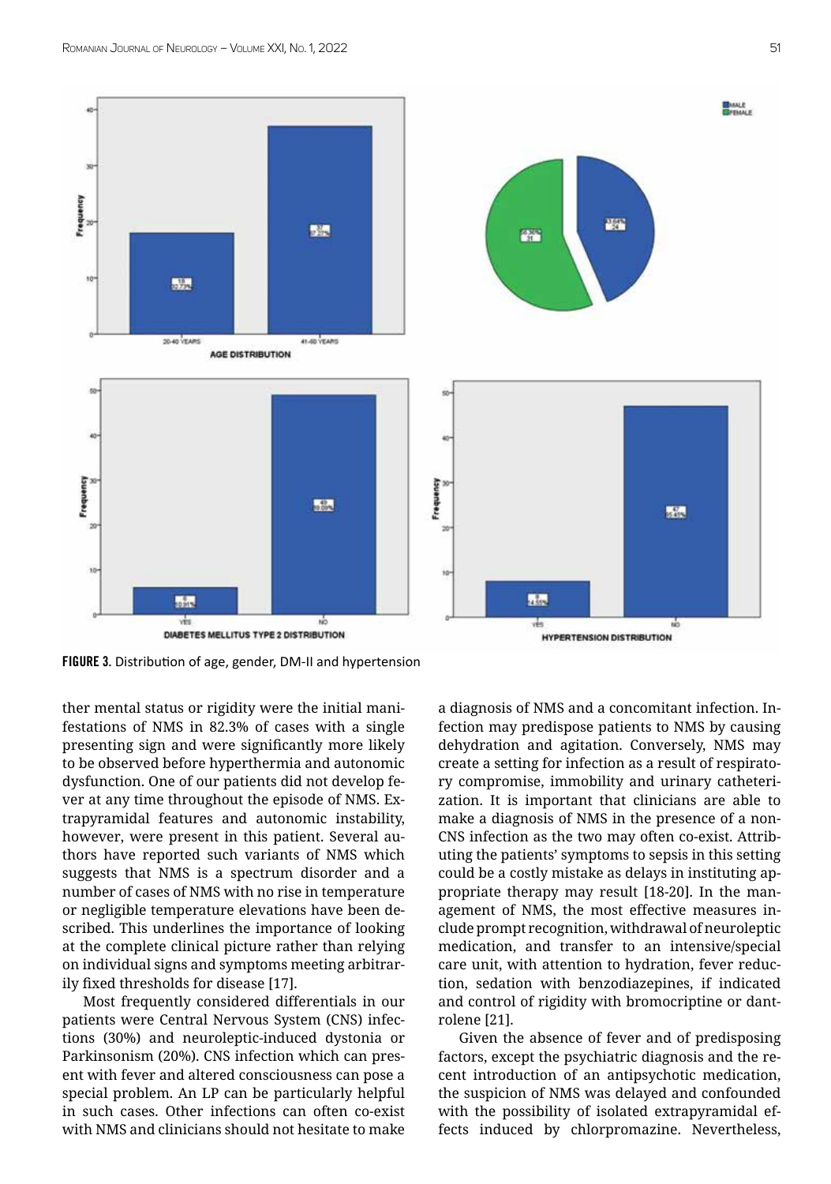**FIGURE 3.** Distribution of age, gender, DM-II and hypertension

ther mental status or rigidity were the initial manifestations of NMS in 82.3% of cases with a single presenting sign and were significantly more likely to be observed before hyperthermia and autonomic dysfunction. One of our patients did not develop fever at any time throughout the episode of NMS. Extrapyramidal features and autonomic instability, however, were present in this patient. Several authors have reported such variants of NMS which suggests that NMS is a spectrum disorder and a number of cases of NMS with no rise in temperature or negligible temperature elevations have been described. This underlines the importance of looking at the complete clinical picture rather than relying on individual signs and symptoms meeting arbitrarily fixed thresholds for disease [17].

Most frequently considered differentials in our patients were Central Nervous System (CNS) infections (30%) and neuroleptic-induced dystonia or Parkinsonism (20%). CNS infection which can present with fever and altered consciousness can pose a special problem. An LP can be particularly helpful in such cases. Other infections can often co-exist with NMS and clinicians should not hesitate to make a diagnosis of NMS and a concomitant infection. Infection may predispose patients to NMS by causing dehydration and agitation. Conversely, NMS may create a setting for infection as a result of respiratory compromise, immobility and urinary catheterization. It is important that clinicians are able to make a diagnosis of NMS in the presence of a non-CNS infection as the two may often co-exist. Attributing the patients' symptoms to sepsis in this setting could be a costly mistake as delays in instituting appropriate therapy may result [18-20]. In the management of NMS, the most effective measures include prompt recognition, withdrawal of neuroleptic medication, and transfer to an intensive/special care unit, with attention to hydration, fever reduction, sedation with benzodiazepines, if indicated and control of rigidity with bromocriptine or dantrolene [21].

Given the absence of fever and of predisposing factors, except the psychiatric diagnosis and the recent introduction of an antipsychotic medication, the suspicion of NMS was delayed and confounded with the possibility of isolated extrapyramidal effects induced by chlorpromazine. Nevertheless,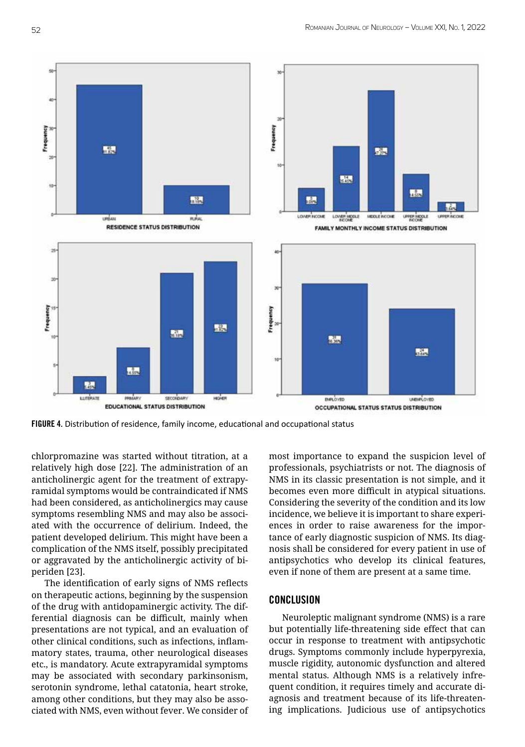**FIGURE 4.** Distribution of residence, family income, educational and occupational status

chlorpromazine was started without titration, at a relatively high dose [22]. The administration of an anticholinergic agent for the treatment of extrapyramidal symptoms would be contraindicated if NMS had been considered, as anticholinergics may cause symptoms resembling NMS and may also be associated with the occurrence of delirium. Indeed, the patient developed delirium. This might have been a complication of the NMS itself, possibly precipitated or aggravated by the anticholinergic activity of biperiden [23].

The identification of early signs of NMS reflects on therapeutic actions, beginning by the suspension of the drug with antidopaminergic activity. The differential diagnosis can be difficult, mainly when presentations are not typical, and an evaluation of other clinical conditions, such as infections, inflammatory states, trauma, other neurological diseases etc., is mandatory. Acute extrapyramidal symptoms may be associated with secondary parkinsonism, serotonin syndrome, lethal catatonia, heart stroke, among other conditions, but they may also be associated with NMS, even without fever. We consider of most importance to expand the suspicion level of professionals, psychiatrists or not. The diagnosis of NMS in its classic presentation is not simple, and it becomes even more difficult in atypical situations. Considering the severity of the condition and its low incidence, we believe it is important to share experiences in order to raise awareness for the importance of early diagnostic suspicion of NMS. Its diagnosis shall be considered for every patient in use of antipsychotics who develop its clinical features, even if none of them are present at a same time.

## CONCLUSION

Neuroleptic malignant syndrome (NMS) is a rare but potentially life-threatening side effect that can occur in response to treatment with antipsychotic drugs. Symptoms commonly include hyperpyrexia, muscle rigidity, autonomic dysfunction and altered mental status. Although NMS is a relatively infrequent condition, it requires timely and accurate diagnosis and treatment because of its life-threatening implications. Judicious use of antipsychotics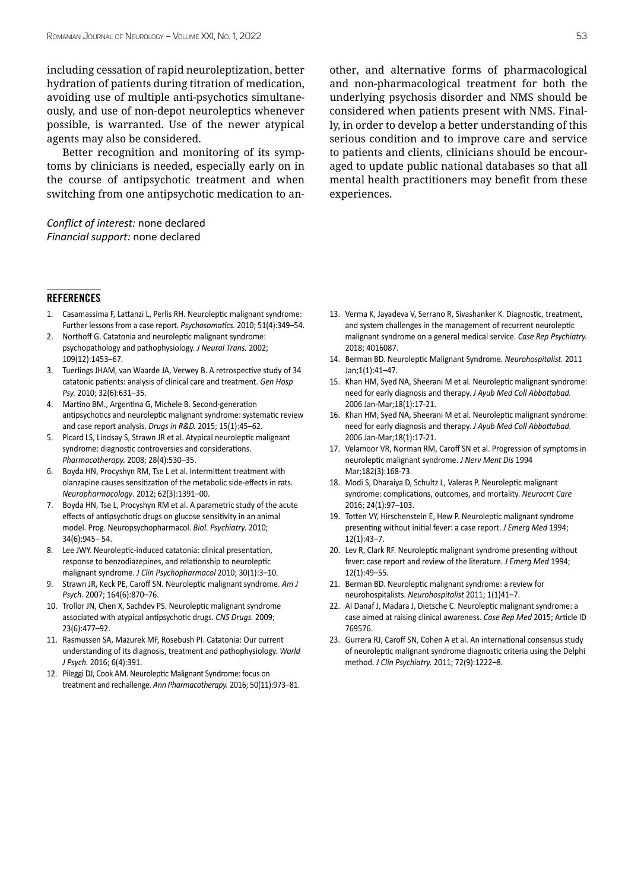including cessation of rapid neuroleptization, better hydration of patients during titration of medication, avoiding use of multiple anti-psychotics simultaneously, and use of non-depot neuroleptics whenever possible, is warranted. Use of the newer atypical agents may also be considered.

Better recognition and monitoring of its symptoms by clinicians is needed, especially early on in the course of antipsychotic treatment and when switching from one antipsychotic medication to another, and alternative forms of pharmacological and non-pharmacological treatment for both the underlying psychosis disorder and NMS should be considered when patients present with NMS. Finally, in order to develop a better understanding of this serious condition and to improve care and service to patients and clients, clinicians should be encouraged to update public national databases so that all mental health practitioners may benefit from these experiences.

*Conflict of interest:* none declared
*Financial support:* none declared

## REFERENCES

1. Casamassima F, Lattanzi L, Perlis RH. Neuroleptic malignant syndrome: Further lessons from a case report. *Psychosomatics.* 2010; 51(4):349–54.
2. Northoff G. Catatonia and neuroleptic malignant syndrome: psychopathology and pathophysiology. *J Neural Trans.* 2002; 109(12):1453–67.
3. Tuerlings JHAM, van Waarde JA, Verwey B. A retrospective study of 34 catatonic patients: analysis of clinical care and treatment. *Gen Hosp Psy.* 2010; 32(6):631–35.
4. Martino BM., Argentina G, Michele B. Second-generation antipsychotics and neuroleptic malignant syndrome: systematic review and case report analysis. *Drugs in R&D.* 2015; 15(1):45–62.
5. Picard LS, Lindsay S, Strawn JR et al. Atypical neuroleptic malignant syndrome: diagnostic controversies and considerations. *Pharmacotherapy.* 2008; 28(4):530–35.
6. Boyda HN, Procyshyn RM, Tse L et al. Intermittent treatment with olanzapine causes sensitization of the metabolic side-effects in rats. *Neuropharmacology*. 2012; 62(3):1391–00.
7. Boyda HN, Tse L, Procyshyn RM et al. A parametric study of the acute effects of antipsychotic drugs on glucose sensitivity in an animal model. Prog. Neuropsychopharmacol. *Biol. Psychiatry.* 2010; 34(6):945– 54.
8. Lee JWY. Neuroleptic-induced catatonia: clinical presentation, response to benzodiazepines, and relationship to neuroleptic malignant syndrome. *J Clin Psychopharmacol* 2010; 30(1):3–10.
9. Strawn JR, Keck PE, Caroff SN. Neuroleptic malignant syndrome. *Am J Psych.* 2007; 164(6):870–76.
10. Trollor JN, Chen X, Sachdev PS. Neuroleptic malignant syndrome associated with atypical antipsychotic drugs. *CNS Drugs.* 2009; 23(6):477–92.
11. Rasmussen SA, Mazurek MF, Rosebush PI. Catatonia: Our current understanding of its diagnosis, treatment and pathophysiology. *World J Psych.* 2016; 6(4):391.
12. Pileggi DJ, Cook AM. Neuroleptic Malignant Syndrome: focus on treatment and rechallenge. *Ann Pharmacotherapy.* 2016; 50(11):973–81.
13. Verma K, Jayadeva V, Serrano R, Sivashanker K. Diagnostic, treatment, and system challenges in the management of recurrent neuroleptic malignant syndrome on a general medical service. *Case Rep Psychiatry.* 2018; 4016087.
14. Berman BD. Neuroleptic Malignant Syndrome. *Neurohospitalist.* 2011 Jan;1(1):41–47.
15. Khan HM, Syed NA, Sheerani M et al. Neuroleptic malignant syndrome: need for early diagnosis and therapy. *J Ayub Med Coll Abbottabad.* 2006 Jan-Mar;18(1):17-21.
16. Khan HM, Syed NA, Sheerani M et al. Neuroleptic malignant syndrome: need for early diagnosis and therapy. *J Ayub Med Coll Abbottabad.* 2006 Jan-Mar;18(1):17-21.
17. Velamoor VR, Norman RM, Caroff SN et al. Progression of symptoms in neuroleptic malignant syndrome. *J Nerv Ment Dis* 1994 Mar;182(3):168-73.
18. Modi S, Dharaiya D, Schultz L, Valeras P. Neuroleptic malignant syndrome: complications, outcomes, and mortality. *Neurocrit Care* 2016; 24(1):97–103.
19. Totten VY, Hirschenstein E, Hew P. Neuroleptic malignant syndrome presenting without initial fever: a case report. *J Emerg Med* 1994; 12(1):43–7.
20. Lev R, Clark RF. Neuroleptic malignant syndrome presenting without fever: case report and review of the literature. *J Emerg Med* 1994; 12(1):49–55.
21. Berman BD. Neuroleptic malignant syndrome: a review for neurohospitalists. *Neurohospitalist* 2011; 1(1)41–7.
22. Al Danaf J, Madara J, Dietsche C. Neuroleptic malignant syndrome: a case aimed at raising clinical awareness. *Case Rep Med* 2015; Article ID 769576.
23. Gurrera RJ, Caroff SN, Cohen A et al. An international consensus study of neuroleptic malignant syndrome diagnostic criteria using the Delphi method. *J Clin Psychiatry.* 2011; 72(9):1222–8.